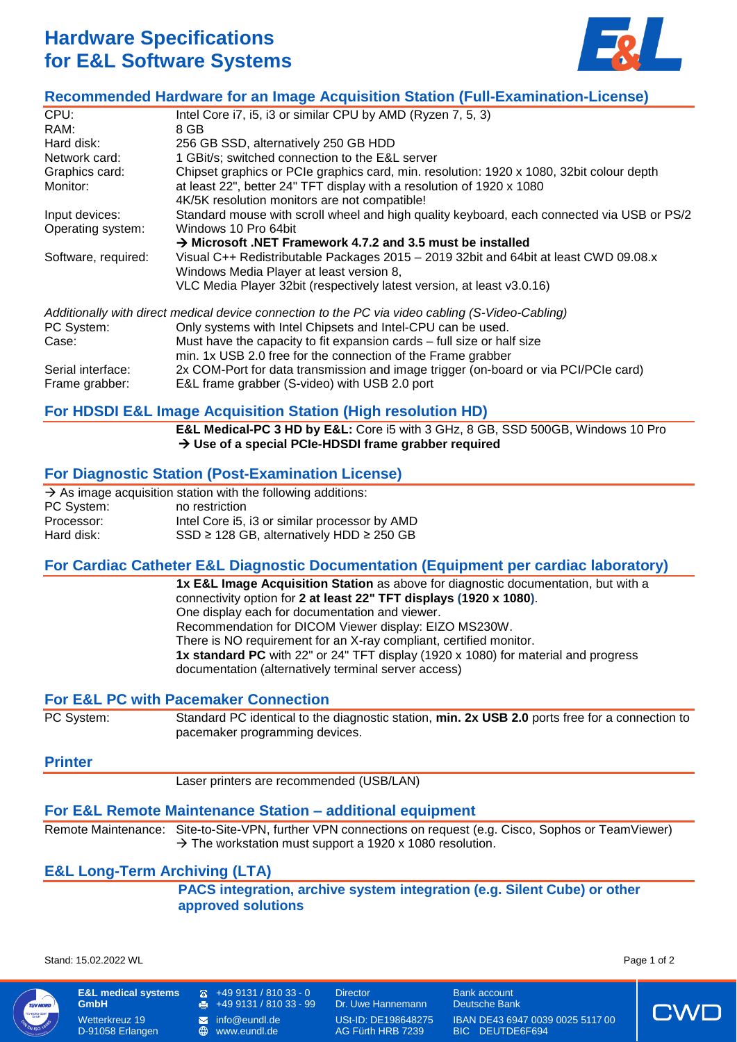# Hardware Specifications for E&L Software Systems

## Recommended Hardware for an Image Acquisition Station (Full-Examination-License)

| | |
|---|---|
| CPU: | Intel Core i7, i5, i3 or similar CPU by AMD (Ryzen 7, 5, 3) |
| RAM: | 8 GB |
| Hard disk: | 256 GB SSD, alternatively 250 GB HDD |
| Network card: | 1 GBit/s; switched connection to the E&L server |
| Graphics card: | Chipset graphics or PCIe graphics card, min. resolution: 1920 x 1080, 32bit colour depth |
| Monitor: | at least 22", better 24" TFT display with a resolution of 1920 x 1080<br>4K/5K resolution monitors are not compatible! |
| Input devices: | Standard mouse with scroll wheel and high quality keyboard, each connected via USB or PS/2 |
| Operating system: | Windows 10 Pro 64bit<br>**→ Microsoft .NET Framework 4.7.2 and 3.5 must be installed** |
| Software, required: | Visual C++ Redistributable Packages 2015 – 2019 32bit and 64bit at least CWD 09.08.x<br>Windows Media Player at least version 8,<br>VLC Media Player 32bit (respectively latest version, at least v3.0.16) |

*Additionally with direct medical device connection to the PC via video cabling (S-Video-Cabling)*

| | |
|---|---|
| PC System: | Only systems with Intel Chipsets and Intel-CPU can be used. |
| Case: | Must have the capacity to fit expansion cards – full size or half size<br>min. 1x USB 2.0 free for the connection of the Frame grabber |
| Serial interface: | 2x COM-Port for data transmission and image trigger (on-board or via PCI/PCIe card) |
| Frame grabber: | E&L frame grabber (S-video) with USB 2.0 port |

## For HDSDI E&L Image Acquisition Station (High resolution HD)

**E&L Medical-PC 3 HD by E&L:** Core i5 with 3 GHz, 8 GB, SSD 500GB, Windows 10 Pro
**→ Use of a special PCIe-HDSDI frame grabber required**

## For Diagnostic Station (Post-Examination License)

→ As image acquisition station with the following additions:

| | |
|---|---|
| PC System: | no restriction |
| Processor: | Intel Core i5, i3 or similar processor by AMD |
| Hard disk: | SSD ≥ 128 GB, alternatively HDD ≥ 250 GB |

## For Cardiac Catheter E&L Diagnostic Documentation (Equipment per cardiac laboratory)

**1x E&L Image Acquisition Station** as above for diagnostic documentation, but with a connectivity option for **2 at least 22" TFT displays (1920 x 1080)**.
One display each for documentation and viewer.
Recommendation for DICOM Viewer display: EIZO MS230W.
There is NO requirement for an X-ray compliant, certified monitor.
**1x standard PC** with 22" or 24" TFT display (1920 x 1080) for material and progress documentation (alternatively terminal server access)

## For E&L PC with Pacemaker Connection

| | |
|---|---|
| PC System: | Standard PC identical to the diagnostic station, **min. 2x USB 2.0** ports free for a connection to pacemaker programming devices. |

## Printer

Laser printers are recommended (USB/LAN)

## For E&L Remote Maintenance Station – additional equipment

| | |
|---|---|
| Remote Maintenance: | Site-to-Site-VPN, further VPN connections on request (e.g. Cisco, Sophos or TeamViewer)<br>→ The workstation must support a 1920 x 1080 resolution. |

## E&L Long-Term Archiving (LTA)

**PACS integration, archive system integration (e.g. Silent Cube) or other approved solutions**

Stand: 15.02.2022 WL

**E&L medical systems GmbH**
Wetterkreuz 19
D-91058 Erlangen

+49 9131 / 810 33 - 0
+49 9131 / 810 33 - 99
info@eundl.de
www.eundl.de

Director
Dr. Uwe Hannemann
USt-ID: DE198648275
AG Fürth HRB 7239

Bank account
Deutsche Bank
IBAN DE43 6947 0039 0025 5117 00
BIC DEUTDE6F694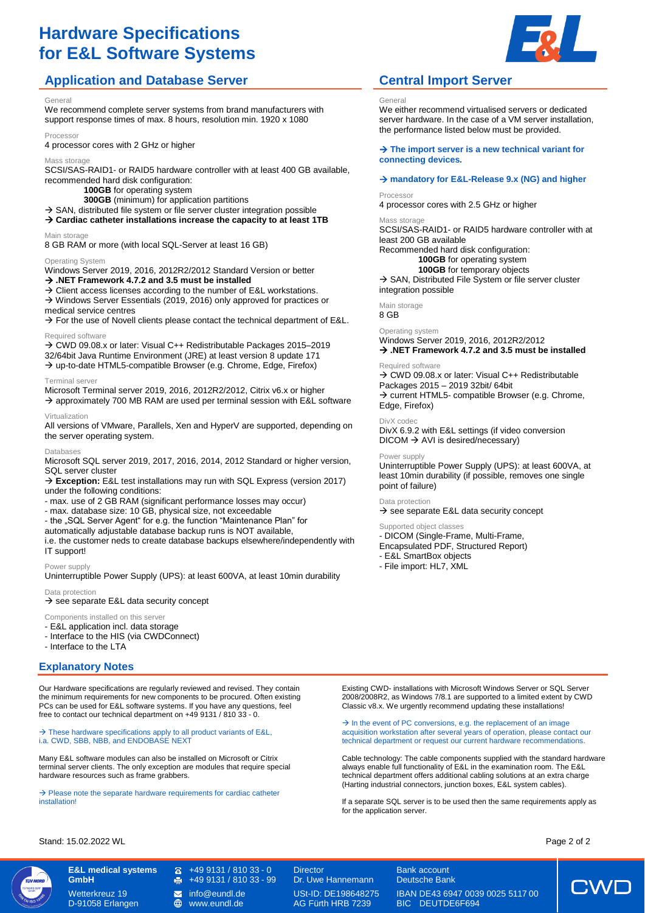# Hardware Specifications for E&L Software Systems

## Application and Database Server

General

We recommend complete server systems from brand manufacturers with support response times of max. 8 hours, resolution min. 1920 x 1080

Processor

4 processor cores with 2 GHz or higher

Mass storage

SCSI/SAS-RAID1- or RAID5 hardware controller with at least 400 GB available, recommended hard disk configuration:

**100GB** for operating system
**300GB** (minimum) for application partitions

→ SAN, distributed file system or file server cluster integration possible
→ **Cardiac catheter installations increase the capacity to at least 1TB**

Main storage

8 GB RAM or more (with local SQL-Server at least 16 GB)

Operating System

Windows Server 2019, 2016, 2012R2/2012 Standard Version or better
→ **.NET Framework 4.7.2 and 3.5 must be installed**
→ Client access licenses according to the number of E&L workstations.
→ Windows Server Essentials (2019, 2016) only approved for practices or medical service centres
→ For the use of Novell clients please contact the technical department of E&L.

Required software

→ CWD 09.08.x or later: Visual C++ Redistributable Packages 2015–2019
32/64bit Java Runtime Environment (JRE) at least version 8 update 171
→ up-to-date HTML5-compatible Browser (e.g. Chrome, Edge, Firefox)

Terminal server

Microsoft Terminal server 2019, 2016, 2012R2/2012, Citrix v6.x or higher
→ approximately 700 MB RAM are used per terminal session with E&L software

Virtualization

All versions of VMware, Parallels, Xen and HyperV are supported, depending on the server operating system.

Databases

Microsoft SQL server 2019, 2017, 2016, 2014, 2012 Standard or higher version, SQL server cluster
→ **Exception:** E&L test installations may run with SQL Express (version 2017) under the following conditions:
- max. use of 2 GB RAM (significant performance losses may occur)
- max. database size: 10 GB, physical size, not exceedable
- the „SQL Server Agent" for e.g. the function "Maintenance Plan" for automatically adjustable database backup runs is NOT available,

i.e. the customer neds to create database backups elsewhere/independently with IT support!

Power supply

Uninterruptible Power Supply (UPS): at least 600VA, at least 10min durability

Data protection

→ see separate E&L data security concept

Components installed on this server

- E&L application incl. data storage
- Interface to the HIS (via CWDConnect)
- Interface to the LTA

## Central Import Server

General

We either recommend virtualised servers or dedicated server hardware. In the case of a VM server installation, the performance listed below must be provided.

**→ The import server is a new technical variant for connecting devices.**

**→ mandatory for E&L-Release 9.x (NG) and higher**

Processor

4 processor cores with 2.5 GHz or higher

Mass storage

SCSI/SAS-RAID1- or RAID5 hardware controller with at least 200 GB available

Recommended hard disk configuration:

**100GB** for operating system
**100GB** for temporary objects

→ SAN, Distributed File System or file server cluster integration possible

Main storage

8 GB

Operating system

Windows Server 2019, 2016, 2012R2/2012
→ **.NET Framework 4.7.2 and 3.5 must be installed**

Required software

→ CWD 09.08.x or later: Visual C++ Redistributable Packages 2015 – 2019 32bit/ 64bit
→ current HTML5- compatible Browser (e.g. Chrome, Edge, Firefox)

DivX codec

DivX 6.9.2 with E&L settings (if video conversion DICOM → AVI is desired/necessary)

Power supply

Uninterruptible Power Supply (UPS): at least 600VA, at least 10min durability (if possible, removes one single point of failure)

Data protection

→ see separate E&L data security concept

Supported object classes

- DICOM (Single-Frame, Multi-Frame, Encapsulated PDF, Structured Report)
- E&L SmartBox objects
- File import: HL7, XML

## Explanatory Notes

Our Hardware specifications are regularly reviewed and revised. They contain the minimum requirements for new components to be procured. Often existing PCs can be used for E&L software systems. If you have any questions, feel free to contact our technical department on +49 9131 / 810 33 - 0.

→ These hardware specifications apply to all product variants of E&L, i.a. CWD, SBB, NBB, and ENDOBASE NEXT

Many E&L software modules can also be installed on Microsoft or Citrix terminal server clients. The only exception are modules that require special hardware resources such as frame grabbers.

→ Please note the separate hardware requirements for cardiac catheter installation!

Existing CWD- installations with Microsoft Windows Server or SQL Server 2008/2008R2, as Windows 7/8.1 are supported to a limited extent by CWD Classic v8.x. We urgently recommend updating these installations!

→ In the event of PC conversions, e.g. the replacement of an image acquisition workstation after several years of operation, please contact our technical department or request our current hardware recommendations.

Cable technology: The cable components supplied with the standard hardware always enable full functionality of E&L in the examination room. The E&L technical department offers additional cabling solutions at an extra charge (Harting industrial connectors, junction boxes, E&L system cables).

If a separate SQL server is to be used then the same requirements apply as for the application server.

Stand: 15.02.2022 WL

**E&L medical systems GmbH**
Wetterkreuz 19
D-91058 Erlangen

+49 9131 / 810 33 - 0
+49 9131 / 810 33 - 99
info@eundl.de
www.eundl.de

Director
Dr. Uwe Hannemann
USt-ID: DE198648275
AG Fürth HRB 7239

Bank account
Deutsche Bank
IBAN DE43 6947 0039 0025 5117 00
BIC DEUTDE6F694